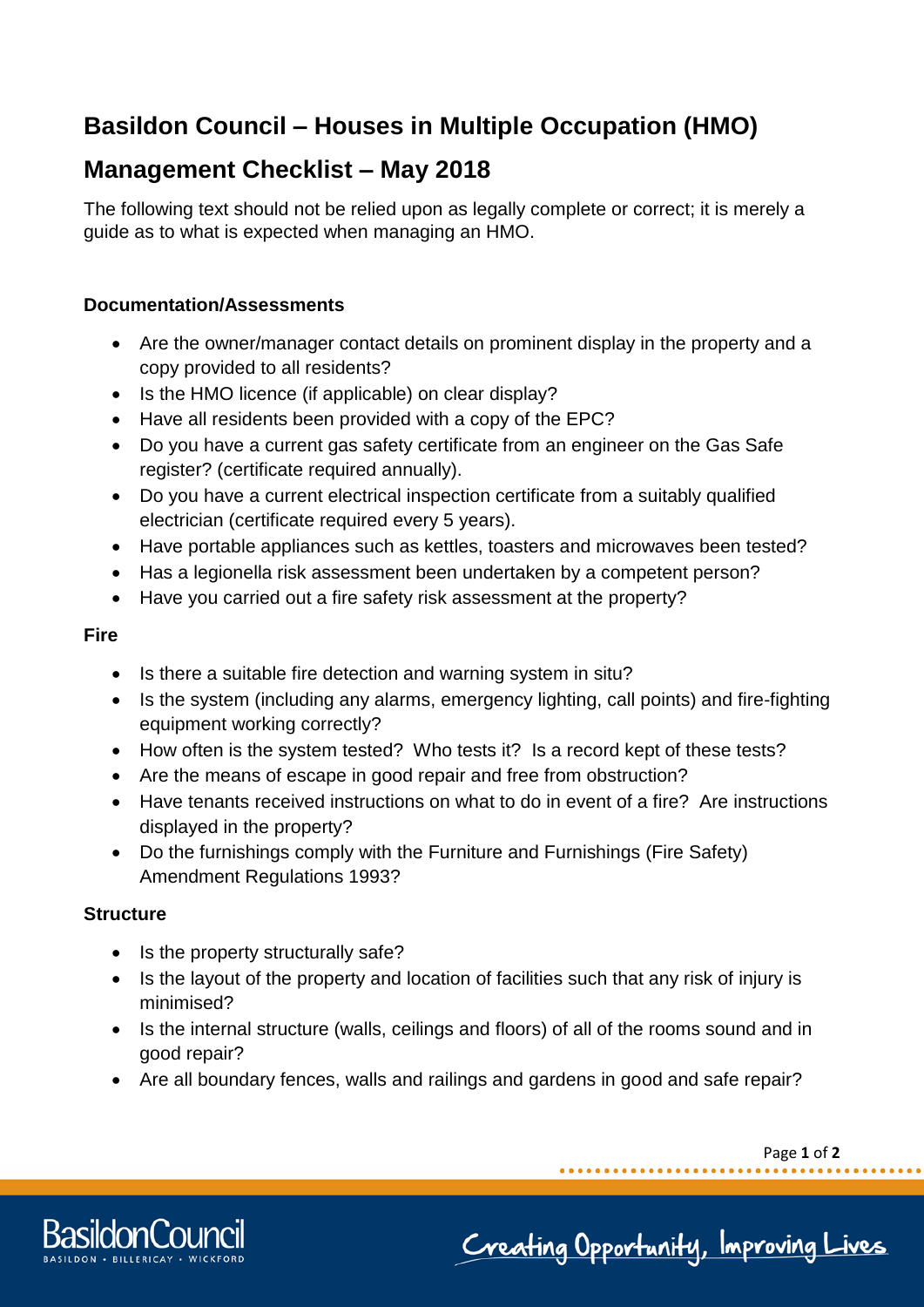# Basildon Council – Houses in Multiple Occupation (HMO) Management Checklist – May 2018

The following text should not be relied upon as legally complete or correct; it is merely a guide as to what is expected when managing an HMO.

## Documentation/Assessments

- Are the owner/manager contact details on prominent display in the property and a copy provided to all residents?
- Is the HMO licence (if applicable) on clear display?
- Have all residents been provided with a copy of the EPC?
- Do you have a current gas safety certificate from an engineer on the Gas Safe register? (certificate required annually).
- Do you have a current electrical inspection certificate from a suitably qualified electrician (certificate required every 5 years).
- Have portable appliances such as kettles, toasters and microwaves been tested?
- Has a legionella risk assessment been undertaken by a competent person?
- Have you carried out a fire safety risk assessment at the property?

## Fire

- Is there a suitable fire detection and warning system in situ?
- Is the system (including any alarms, emergency lighting, call points) and fire-fighting equipment working correctly?
- How often is the system tested? Who tests it? Is a record kept of these tests?
- Are the means of escape in good repair and free from obstruction?
- Have tenants received instructions on what to do in event of a fire? Are instructions displayed in the property?
- Do the furnishings comply with the Furniture and Furnishings (Fire Safety) Amendment Regulations 1993?

## Structure

- Is the property structurally safe?
- Is the layout of the property and location of facilities such that any risk of injury is minimised?
- Is the internal structure (walls, ceilings and floors) of all of the rooms sound and in good repair?
- Are all boundary fences, walls and railings and gardens in good and safe repair?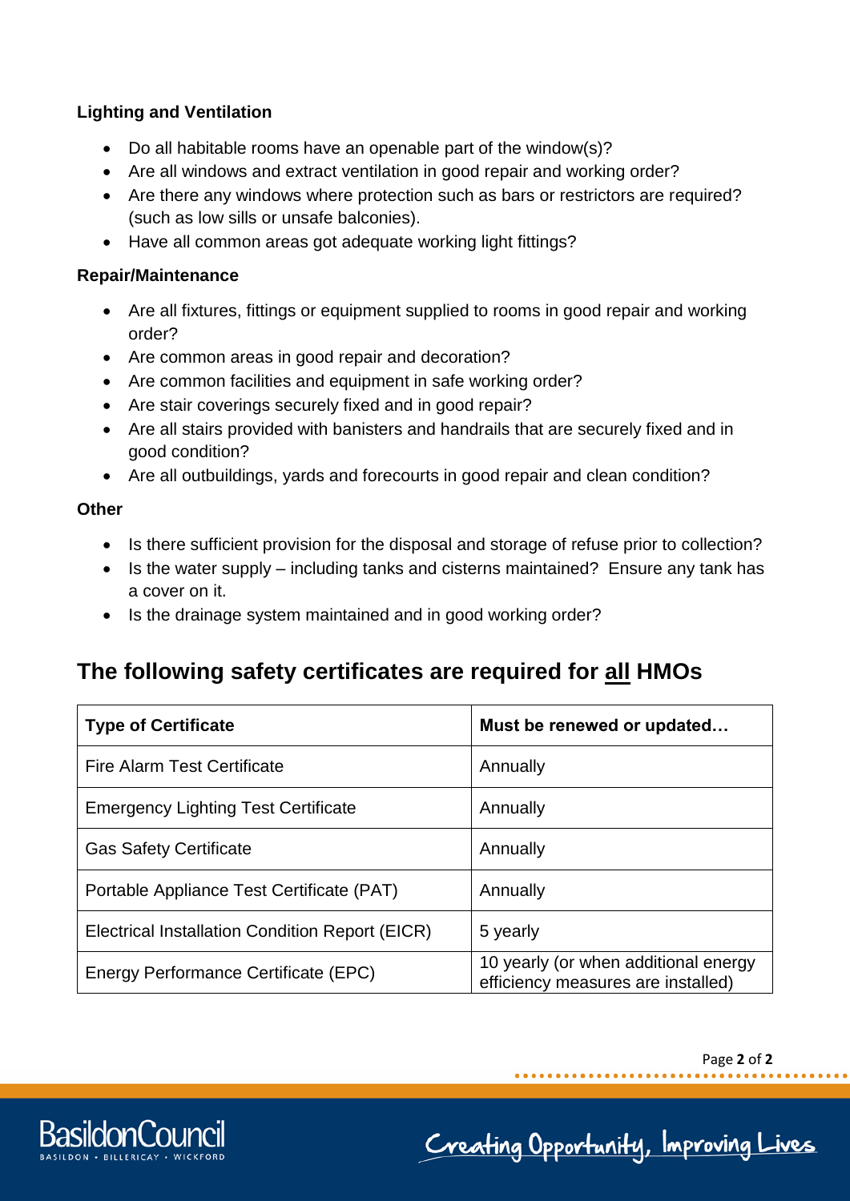**Lighting and Ventilation**

- Do all habitable rooms have an openable part of the window(s)?
- Are all windows and extract ventilation in good repair and working order?
- Are there any windows where protection such as bars or restrictors are required? (such as low sills or unsafe balconies).
- Have all common areas got adequate working light fittings?

**Repair/Maintenance**

- Are all fixtures, fittings or equipment supplied to rooms in good repair and working order?
- Are common areas in good repair and decoration?
- Are common facilities and equipment in safe working order?
- Are stair coverings securely fixed and in good repair?
- Are all stairs provided with banisters and handrails that are securely fixed and in good condition?
- Are all outbuildings, yards and forecourts in good repair and clean condition?

**Other**

- Is there sufficient provision for the disposal and storage of refuse prior to collection?
- Is the water supply – including tanks and cisterns maintained? Ensure any tank has a cover on it.
- Is the drainage system maintained and in good working order?

## The following safety certificates are required for all HMOs

| Type of Certificate | Must be renewed or updated… |
| --- | --- |
| Fire Alarm Test Certificate | Annually |
| Emergency Lighting Test Certificate | Annually |
| Gas Safety Certificate | Annually |
| Portable Appliance Test Certificate (PAT) | Annually |
| Electrical Installation Condition Report (EICR) | 5 yearly |
| Energy Performance Certificate (EPC) | 10 yearly (or when additional energy efficiency measures are installed) |